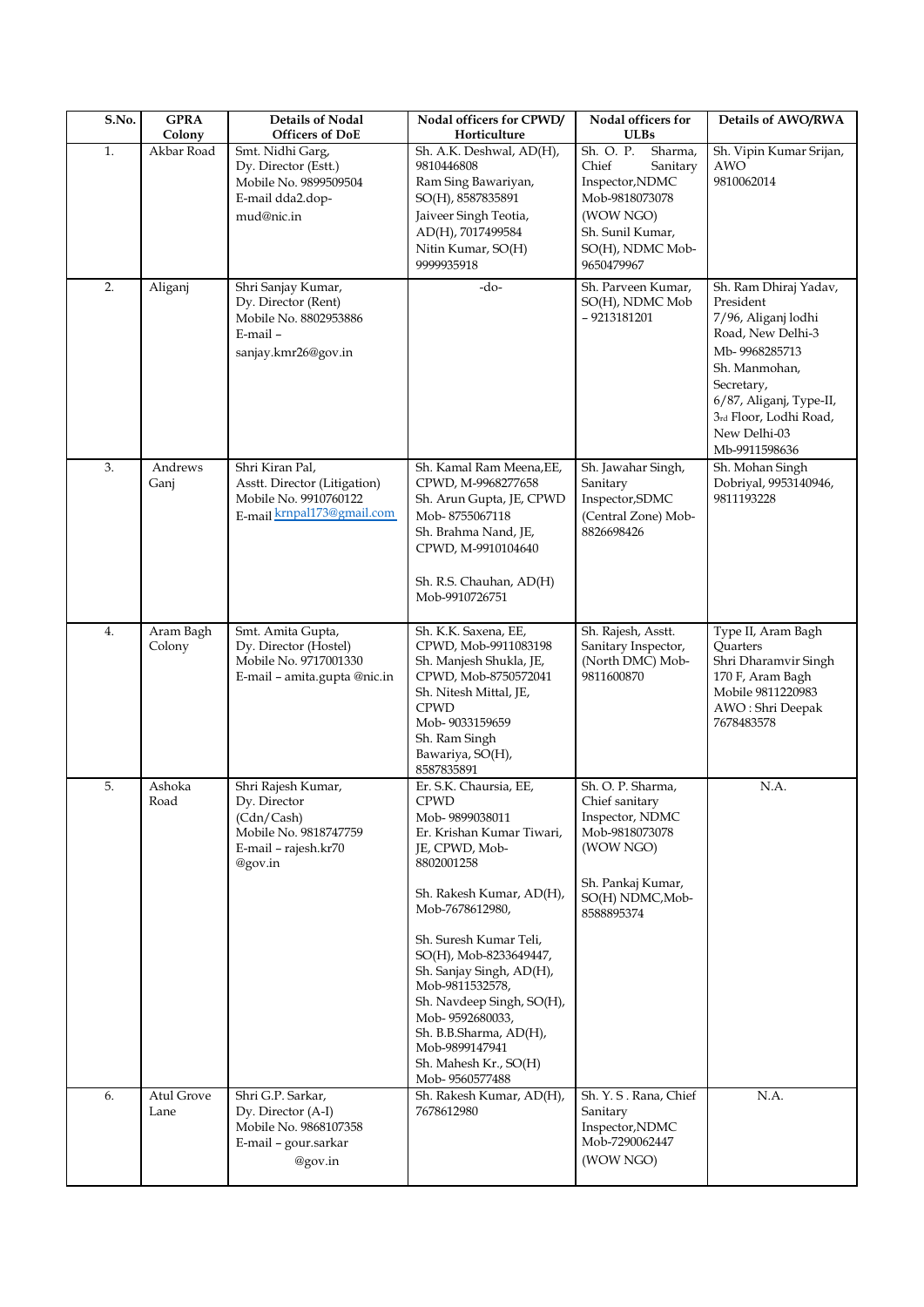| S.No. | GPRA Colony | Details of Nodal Officers of DoE | Nodal officers for CPWD/ Horticulture | Nodal officers for ULBs | Details of AWO/RWA |
|---|---|---|---|---|---|
| 1. | Akbar Road | Smt. Nidhi Garg, Dy. Director (Estt.) Mobile No. 9899509504 E-mail dda2.dop-mud@nic.in | Sh. A.K. Deshwal, AD(H), 9810446808 Ram Sing Bawariyan, SO(H), 8587835891 Jaiveer Singh Teotia, AD(H), 7017499584 Nitin Kumar, SO(H) 9999935918 | Sh. O. P. Sharma, Chief Sanitary Inspector,NDMC Mob-9818073078 (WOW NGO) Sh. Sunil Kumar, SO(H), NDMC Mob-9650479967 | Sh. Vipin Kumar Srijan, AWO 9810062014 |
| 2. | Aliganj | Shri Sanjay Kumar, Dy. Director (Rent) Mobile No. 8802953886 E-mail – sanjay.kmr26@gov.in | -do- | Sh. Parveen Kumar, SO(H), NDMC Mob – 9213181201 | Sh. Ram Dhiraj Yadav, President 7/96, Aliganj lodhi Road, New Delhi-3 Mb- 9968285713 Sh. Manmohan, Secretary, 6/87, Aliganj, Type-II, 3rd Floor, Lodhi Road, New Delhi-03 Mb-9911598636 |
| 3. | Andrews Ganj | Shri Kiran Pal, Asstt. Director (Litigation) Mobile No. 9910760122 E-mail krnpal173@gmail.com | Sh. Kamal Ram Meena,EE, CPWD, M-9968277658 Sh. Arun Gupta, JE, CPWD Mob- 8755067118 Sh. Brahma Nand, JE, CPWD, M-9910104640 Sh. R.S. Chauhan, AD(H) Mob-9910726751 | Sh. Jawahar Singh, Sanitary Inspector,SDMC (Central Zone) Mob-8826698426 | Sh. Mohan Singh Dobriyal, 9953140946, 9811193228 |
| 4. | Aram Bagh Colony | Smt. Amita Gupta, Dy. Director (Hostel) Mobile No. 9717001330 E-mail – amita.gupta @nic.in | Sh. K.K. Saxena, EE, CPWD, Mob-9911083198 Sh. Manjesh Shukla, JE, CPWD, Mob-8750572041 Sh. Nitesh Mittal, JE, CPWD Mob- 9033159659 Sh. Ram Singh Bawariya, SO(H), 8587835891 | Sh. Rajesh, Asstt. Sanitary Inspector, (North DMC) Mob-9811600870 | Type II, Aram Bagh Quarters Shri Dharamvir Singh 170 F, Aram Bagh Mobile 9811220983 AWO : Shri Deepak 7678483578 |
| 5. | Ashoka Road | Shri Rajesh Kumar, Dy. Director (Cdn/Cash) Mobile No. 9818747759 E-mail – rajesh.kr70 @gov.in | Er. S.K. Chaursia, EE, CPWD Mob- 9899038011 Er. Krishan Kumar Tiwari, JE, CPWD, Mob-8802001258 Sh. Rakesh Kumar, AD(H), Mob-7678612980, Sh. Suresh Kumar Teli, SO(H), Mob-8233649447, Sh. Sanjay Singh, AD(H), Mob-9811532578, Sh. Navdeep Singh, SO(H), Mob- 9592680033, Sh. B.B.Sharma, AD(H), Mob-9899147941 Sh. Mahesh Kr., SO(H) Mob- 9560577488 | Sh. O. P. Sharma, Chief sanitary Inspector, NDMC Mob-9818073078 (WOW NGO) Sh. Pankaj Kumar, SO(H) NDMC,Mob-8588895374 | N.A. |
| 6. | Atul Grove Lane | Shri G.P. Sarkar, Dy. Director (A-I) Mobile No. 9868107358 E-mail – gour.sarkar @gov.in | Sh. Rakesh Kumar, AD(H), 7678612980 | Sh. Y. S . Rana, Chief Sanitary Inspector,NDMC Mob-7290062447 (WOW NGO) | N.A. |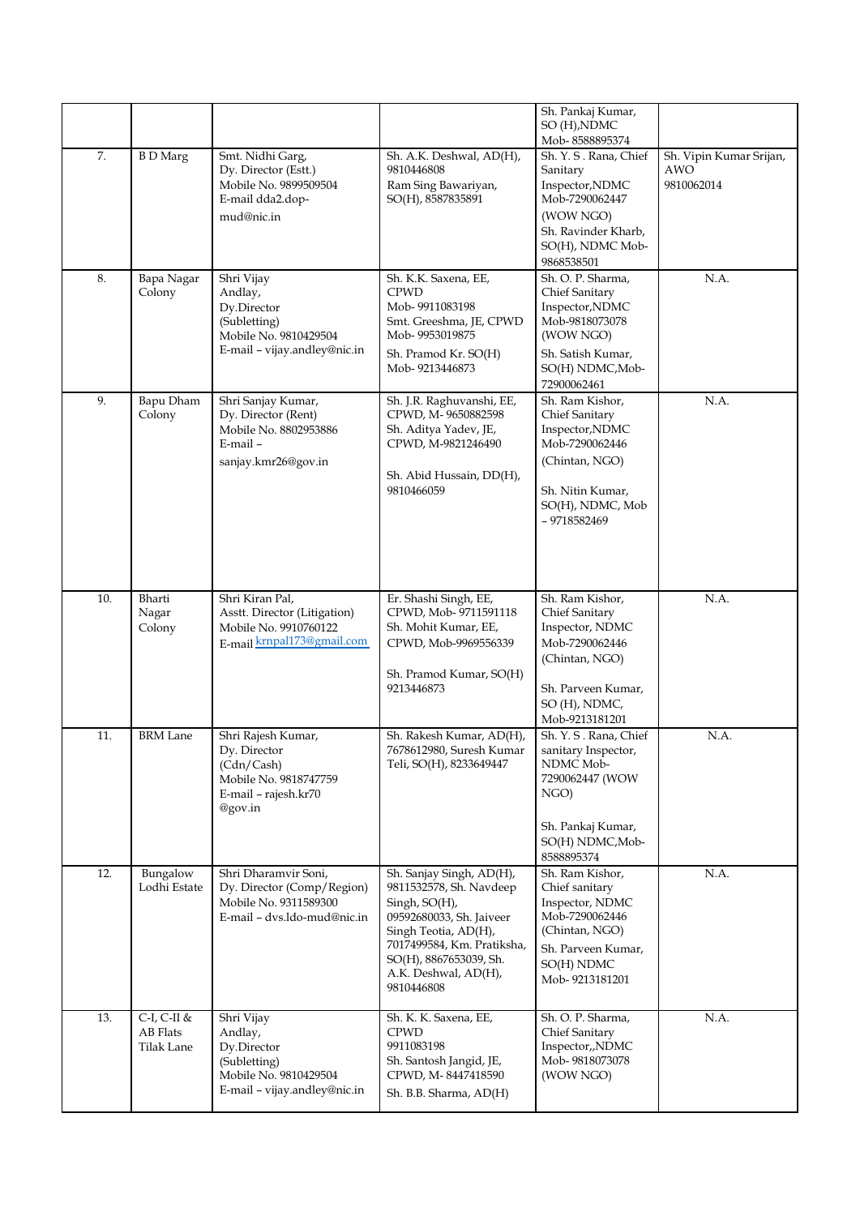| | | | | | |
|---|---|---|---|---|---|
| | | | | Sh. Pankaj Kumar, SO (H),NDMC Mob- 8588895374 | |
| 7. | B D Marg | Smt. Nidhi Garg, Dy. Director (Estt.) Mobile No. 9899509504 E-mail dda2.dop-mud@nic.in | Sh. A.K. Deshwal, AD(H), 9810446808 Ram Sing Bawariyan, SO(H), 8587835891 | Sh. Y. S . Rana, Chief Sanitary Inspector,NDMC Mob-7290062447 (WOW NGO) Sh. Ravinder Kharb, SO(H), NDMC Mob-9868538501 | Sh. Vipin Kumar Srijan, AWO 9810062014 |
| 8. | Bapa Nagar Colony | Shri Vijay Andlay, Dy.Director (Subletting) Mobile No. 9810429504 E-mail – vijay.andley@nic.in | Sh. K.K. Saxena, EE, CPWD Mob- 9911083198 Smt. Greeshma, JE, CPWD Mob- 9953019875 Sh. Pramod Kr. SO(H) Mob- 9213446873 | Sh. O. P. Sharma, Chief Sanitary Inspector,NDMC Mob-9818073078 (WOW NGO) Sh. Satish Kumar, SO(H) NDMC,Mob-72900062461 | N.A. |
| 9. | Bapu Dham Colony | Shri Sanjay Kumar, Dy. Director (Rent) Mobile No. 8802953886 E-mail – sanjay.kmr26@gov.in | Sh. J.R. Raghuvanshi, EE, CPWD, M- 9650882598 Sh. Aditya Yadev, JE, CPWD, M-9821246490 Sh. Abid Hussain, DD(H), 9810466059 | Sh. Ram Kishor, Chief Sanitary Inspector,NDMC Mob-7290062446 (Chintan, NGO) Sh. Nitin Kumar, SO(H), NDMC, Mob – 9718582469 | N.A. |
| 10. | Bharti Nagar Colony | Shri Kiran Pal, Asstt. Director (Litigation) Mobile No. 9910760122 E-mail krnpal173@gmail.com | Er. Shashi Singh, EE, CPWD, Mob- 9711591118 Sh. Mohit Kumar, EE, CPWD, Mob-9969556339 Sh. Pramod Kumar, SO(H) 9213446873 | Sh. Ram Kishor, Chief Sanitary Inspector, NDMC Mob-7290062446 (Chintan, NGO) Sh. Parveen Kumar, SO (H), NDMC, Mob-9213181201 | N.A. |
| 11. | BRM Lane | Shri Rajesh Kumar, Dy. Director (Cdn/Cash) Mobile No. 9818747759 E-mail – rajesh.kr70 @gov.in | Sh. Rakesh Kumar, AD(H), 7678612980, Suresh Kumar Teli, SO(H), 8233649447 | Sh. Y. S . Rana, Chief sanitary Inspector, NDMC Mob-7290062447 (WOW NGO) Sh. Pankaj Kumar, SO(H) NDMC,Mob-8588895374 | N.A. |
| 12. | Bungalow Lodhi Estate | Shri Dharamvir Soni, Dy. Director (Comp/Region) Mobile No. 9311589300 E-mail – dvs.ldo-mud@nic.in | Sh. Sanjay Singh, AD(H), 9811532578, Sh. Navdeep Singh, SO(H), 09592680033, Sh. Jaiveer Singh Teotia, AD(H), 7017499584, Km. Pratiksha, SO(H), 8867653039, Sh. A.K. Deshwal, AD(H), 9810446808 | Sh. Ram Kishor, Chief sanitary Inspector, NDMC Mob-7290062446 (Chintan, NGO) Sh. Parveen Kumar, SO(H) NDMC Mob- 9213181201 | N.A. |
| 13. | C-I, C-II & AB Flats Tilak Lane | Shri Vijay Andlay, Dy.Director (Subletting) Mobile No. 9810429504 E-mail – vijay.andley@nic.in | Sh. K. K. Saxena, EE, CPWD 9911083198 Sh. Santosh Jangid, JE, CPWD, M- 8447418590 Sh. B.B. Sharma, AD(H) | Sh. O. P. Sharma, Chief Sanitary Inspector,,NDMC Mob- 9818073078 (WOW NGO) | N.A. |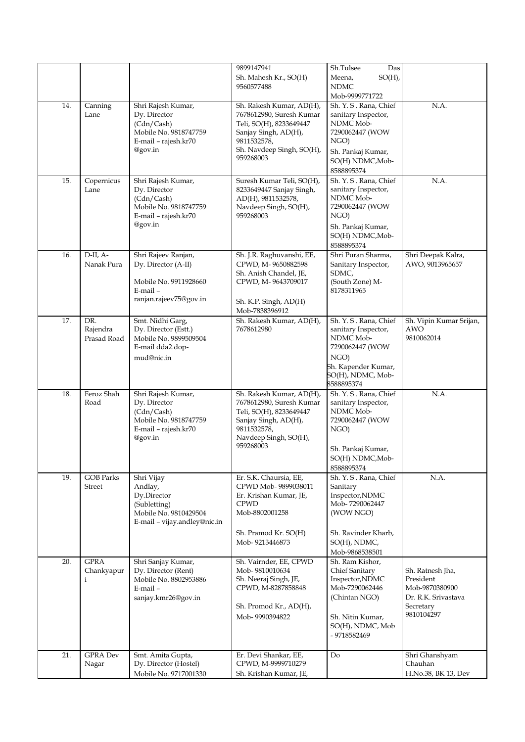| | | | | | |
|---|---|---|---|---|---|
| | | | 9899147941<br>Sh. Mahesh Kr., SO(H)<br>9560577488 | Sh.Tulsee Das Meena, SO(H), NDMC<br>Mob-9999771722 | |
| 14. | Canning Lane | Shri Rajesh Kumar,<br>Dy. Director<br>(Cdn/Cash)<br>Mobile No. 9818747759<br>E-mail – rajesh.kr70 @gov.in | Sh. Rakesh Kumar, AD(H), 7678612980, Suresh Kumar Teli, SO(H), 8233649447 Sanjay Singh, AD(H), 9811532578,<br>Sh. Navdeep Singh, SO(H), 959268003 | Sh. Y. S . Rana, Chief sanitary Inspector, NDMC Mob-7290062447 (WOW NGO)<br>Sh. Pankaj Kumar, SO(H) NDMC,Mob-8588895374 | N.A. |
| 15. | Copernicus Lane | Shri Rajesh Kumar,<br>Dy. Director<br>(Cdn/Cash)<br>Mobile No. 9818747759<br>E-mail – rajesh.kr70 @gov.in | Suresh Kumar Teli, SO(H), 8233649447 Sanjay Singh, AD(H), 9811532578,<br>Navdeep Singh, SO(H), 959268003 | Sh. Y. S . Rana, Chief sanitary Inspector, NDMC Mob-7290062447 (WOW NGO)<br>Sh. Pankaj Kumar, SO(H) NDMC,Mob-8588895374 | N.A. |
| 16. | D-II, A-Nanak Pura | Shri Rajeev Ranjan,<br>Dy. Director (A-II)<br>Mobile No. 9911928660<br>E-mail – ranjan.rajeev75@gov.in | Sh. J.R. Raghuvanshi, EE, CPWD, M- 9650882598<br>Sh. Anish Chandel, JE, CPWD, M- 9643709017<br>Sh. K.P. Singh, AD(H) Mob-7838396912 | Shri Puran Sharma, Sanitary Inspector, SDMC,<br>(South Zone) M-8178311965 | Shri Deepak Kalra, AWO, 9013965657 |
| 17. | DR. Rajendra Prasad Road | Smt. Nidhi Garg,<br>Dy. Director (Estt.)<br>Mobile No. 9899509504<br>E-mail dda2.dop-mud@nic.in | Sh. Rakesh Kumar, AD(H), 7678612980 | Sh. Y. S . Rana, Chief sanitary Inspector, NDMC Mob-7290062447 (WOW NGO)<br>Sh. Kapender Kumar, SO(H), NDMC, Mob-8588895374 | Sh. Vipin Kumar Srijan, AWO<br>9810062014 |
| 18. | Feroz Shah Road | Shri Rajesh Kumar,<br>Dy. Director<br>(Cdn/Cash)<br>Mobile No. 9818747759<br>E-mail – rajesh.kr70 @gov.in | Sh. Rakesh Kumar, AD(H), 7678612980, Suresh Kumar Teli, SO(H), 8233649447 Sanjay Singh, AD(H), 9811532578,<br>Navdeep Singh, SO(H), 959268003 | Sh. Y. S . Rana, Chief sanitary Inspector, NDMC Mob-7290062447 (WOW NGO)<br>Sh. Pankaj Kumar, SO(H) NDMC,Mob-8588895374 | N.A. |
| 19. | GOB Parks Street | Shri Vijay Andlay,<br>Dy.Director<br>(Subletting)<br>Mobile No. 9810429504<br>E-mail – vijay.andley@nic.in | Er. S.K. Chaursia, EE, CPWD Mob- 9899038011<br>Er. Krishan Kumar, JE, CPWD<br>Mob-8802001258<br>Sh. Pramod Kr. SO(H) Mob- 9213446873 | Sh. Y. S . Rana, Chief Sanitary Inspector,NDMC Mob- 7290062447 (WOW NGO)<br>Sh. Ravinder Kharb, SO(H), NDMC, Mob-9868538501 | N.A. |
| 20. | GPRA Chankyapuri | Shri Sanjay Kumar,<br>Dy. Director (Rent)<br>Mobile No. 8802953886<br>E-mail – sanjay.kmr26@gov.in | Sh. Vairnder, EE, CPWD Mob- 9810010634<br>Sh. Neeraj Singh, JE, CPWD, M-8287858848<br>Sh. Promod Kr., AD(H), Mob- 9990394822 | Sh. Ram Kishor, Chief Sanitary Inspector,NDMC Mob-7290062446 (Chintan NGO)<br>Sh. Nitin Kumar, SO(H), NDMC, Mob - 9718582469 | Sh. Ratnesh Jha, President Mob-9870380900<br>Dr. R.K. Srivastava Secretary<br>9810104297 |
| 21. | GPRA Dev Nagar | Smt. Amita Gupta,<br>Dy. Director (Hostel)<br>Mobile No. 9717001330 | Er. Devi Shankar, EE, CPWD, M-9999710279<br>Sh. Krishan Kumar, JE, | Do | Shri Ghanshyam Chauhan<br>H.No.38, BK 13, Dev |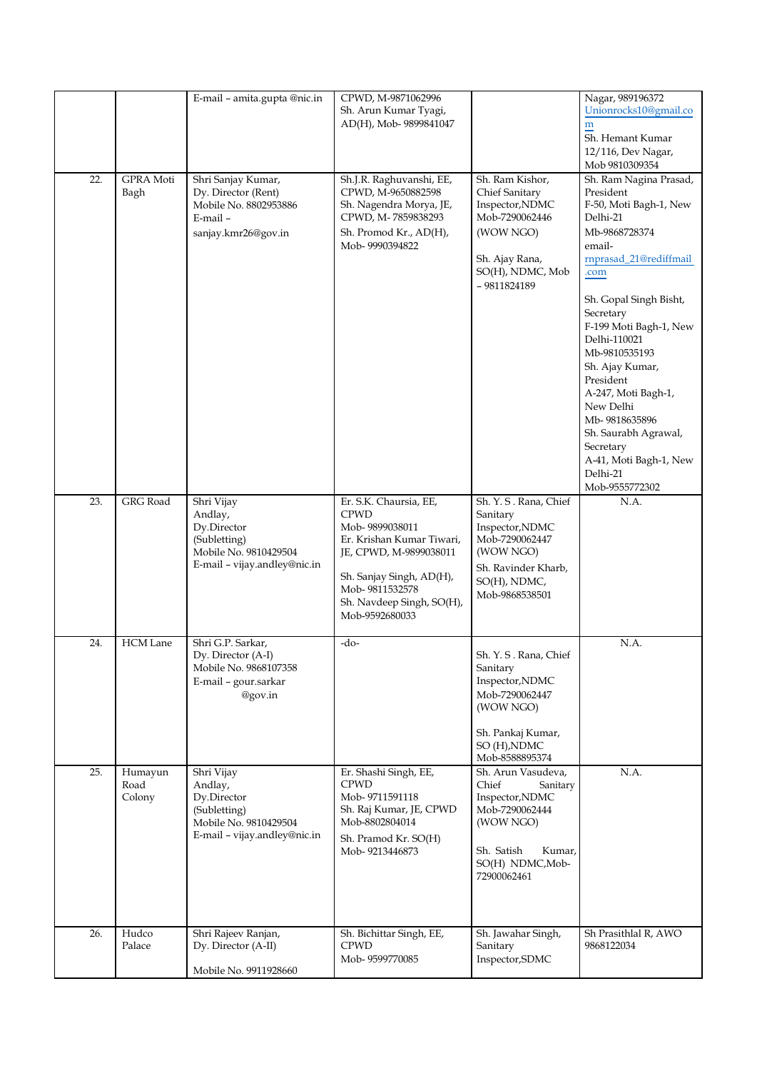| | | | | | |
|---|---|---|---|---|---|
| | | E-mail – amita.gupta @nic.in | CPWD, M-9871062996<br>Sh. Arun Kumar Tyagi, AD(H), Mob- 9899841047 | | Nagar, 989196372<br>Unionrocks10@gmail.com<br>Sh. Hemant Kumar 12/116, Dev Nagar, Mob 9810309354 |
| 22. | GPRA Moti Bagh | Shri Sanjay Kumar, Dy. Director (Rent) Mobile No. 8802953886 E-mail – sanjay.kmr26@gov.in | Sh.J.R. Raghuvanshi, EE, CPWD, M-9650882598<br>Sh. Nagendra Morya, JE, CPWD, M- 7859838293<br>Sh. Promod Kr., AD(H), Mob- 9990394822 | Sh. Ram Kishor, Chief Sanitary Inspector,NDMC Mob-7290062446 (WOW NGO)<br><br>Sh. Ajay Rana, SO(H), NDMC, Mob – 9811824189 | Sh. Ram Nagina Prasad, President F-50, Moti Bagh-1, New Delhi-21 Mb-9868728374 email- rnprasad_21@rediffmail.com<br><br>Sh. Gopal Singh Bisht, Secretary F-199 Moti Bagh-1, New Delhi-110021 Mb-9810535193<br>Sh. Ajay Kumar, President A-247, Moti Bagh-1, New Delhi Mb- 9818635896<br>Sh. Saurabh Agrawal, Secretary A-41, Moti Bagh-1, New Delhi-21 Mob-9555772302 |
| 23. | GRG Road | Shri Vijay Andlay, Dy.Director (Subletting) Mobile No. 9810429504 E-mail – vijay.andley@nic.in | Er. S.K. Chaursia, EE, CPWD Mob- 9899038011<br>Er. Krishan Kumar Tiwari, JE, CPWD, M-9899038011<br><br>Sh. Sanjay Singh, AD(H), Mob- 9811532578<br>Sh. Navdeep Singh, SO(H), Mob-9592680033 | Sh. Y. S . Rana, Chief Sanitary Inspector,NDMC Mob-7290062447 (WOW NGO)<br>Sh. Ravinder Kharb, SO(H), NDMC, Mob-9868538501 | N.A. |
| 24. | HCM Lane | Shri G.P. Sarkar, Dy. Director (A-I) Mobile No. 9868107358 E-mail – gour.sarkar @gov.in | -do- | Sh. Y. S . Rana, Chief Sanitary Inspector,NDMC Mob-7290062447 (WOW NGO)<br><br>Sh. Pankaj Kumar, SO (H),NDMC Mob-8588895374 | N.A. |
| 25. | Humayun Road Colony | Shri Vijay Andlay, Dy.Director (Subletting) Mobile No. 9810429504 E-mail – vijay.andley@nic.in | Er. Shashi Singh, EE, CPWD Mob- 9711591118<br>Sh. Raj Kumar, JE, CPWD Mob-8802804014<br>Sh. Pramod Kr. SO(H) Mob- 9213446873 | Sh. Arun Vasudeva, Chief Sanitary Inspector,NDMC Mob-7290062444 (WOW NGO)<br><br>Sh. Satish Kumar, SO(H) NDMC,Mob-72900062461 | N.A. |
| 26. | Hudco Palace | Shri Rajeev Ranjan, Dy. Director (A-II)<br><br>Mobile No. 9911928660 | Sh. Bichittar Singh, EE, CPWD Mob- 9599770085 | Sh. Jawahar Singh, Sanitary Inspector,SDMC | Sh Prasithlal R, AWO 9868122034 |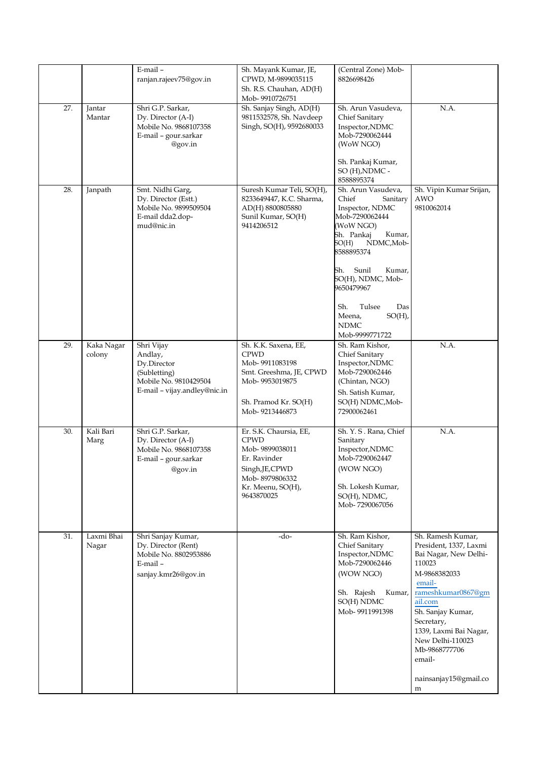|  |  | E-mail – ranjan.rajeev75@gov.in | Sh. Mayank Kumar, JE, CPWD, M-9899035115 Sh. R.S. Chauhan, AD(H) Mob- 9910726751 | (Central Zone) Mob-8826698426 |  |
|---|---|---|---|---|---|
| 27. | Jantar Mantar | Shri G.P. Sarkar, Dy. Director (A-I) Mobile No. 9868107358 E-mail – gour.sarkar @gov.in | Sh. Sanjay Singh, AD(H) 9811532578, Sh. Navdeep Singh, SO(H), 9592680033 | Sh. Arun Vasudeva, Chief Sanitary Inspector,NDMC Mob-7290062444 (WoW NGO) Sh. Pankaj Kumar, SO (H),NDMC - 8588895374 | N.A. |
| 28. | Janpath | Smt. Nidhi Garg, Dy. Director (Estt.) Mobile No. 9899509504 E-mail dda2.dop-mud@nic.in | Suresh Kumar Teli, SO(H), 8233649447, K.C. Sharma, AD(H) 8800805880 Sunil Kumar, SO(H) 9414206512 | Sh. Arun Vasudeva, Chief Sanitary Inspector, NDMC Mob-7290062444 (WoW NGO) Sh. Pankaj Kumar, SO(H) NDMC,Mob-8588895374 Sh. Sunil Kumar, SO(H), NDMC, Mob-9650479967 Sh. Tulsee Das Meena, SO(H), NDMC Mob-9999771722 | Sh. Vipin Kumar Srijan, AWO 9810062014 |
| 29. | Kaka Nagar colony | Shri Vijay Andlay, Dy.Director (Subletting) Mobile No. 9810429504 E-mail – vijay.andley@nic.in | Sh. K.K. Saxena, EE, CPWD Mob- 9911083198 Smt. Greeshma, JE, CPWD Mob- 9953019875 Sh. Pramod Kr. SO(H) Mob- 9213446873 | Sh. Ram Kishor, Chief Sanitary Inspector,NDMC Mob-7290062446 (Chintan, NGO) Sh. Satish Kumar, SO(H) NDMC,Mob-72900062461 | N.A. |
| 30. | Kali Bari Marg | Shri G.P. Sarkar, Dy. Director (A-I) Mobile No. 9868107358 E-mail – gour.sarkar @gov.in | Er. S.K. Chaursia, EE, CPWD Mob- 9899038011 Er. Ravinder Singh,JE,CPWD Mob- 8979806332 Kr. Meenu, SO(H), 9643870025 | Sh. Y. S . Rana, Chief Sanitary Inspector,NDMC Mob-7290062447 (WOW NGO) Sh. Lokesh Kumar, SO(H), NDMC, Mob- 7290067056 | N.A. |
| 31. | Laxmi Bhai Nagar | Shri Sanjay Kumar, Dy. Director (Rent) Mobile No. 8802953886 E-mail – sanjay.kmr26@gov.in | -do- | Sh. Ram Kishor, Chief Sanitary Inspector,NDMC Mob-7290062446 (WOW NGO) Sh. Rajesh Kumar, SO(H) NDMC Mob- 9911991398 | Sh. Ramesh Kumar, President, 1337, Laxmi Bai Nagar, New Delhi-110023 M-9868382033 email-rameshkumar0867@gmail.com Sh. Sanjay Kumar, Secretary, 1339, Laxmi Bai Nagar, New Delhi-110023 Mb-9868777706 email- nainsanjay15@gmail.com |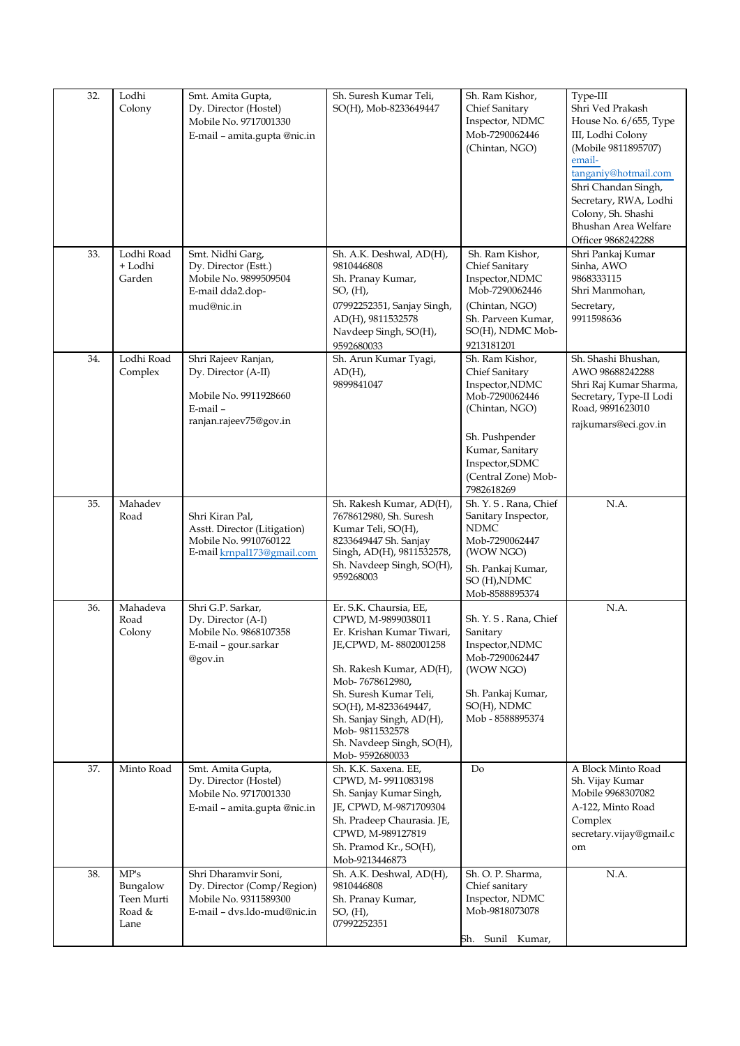| 32. | Lodhi Colony | Smt. Amita Gupta, Dy. Director (Hostel) Mobile No. 9717001330 E-mail – amita.gupta @nic.in | Sh. Suresh Kumar Teli, SO(H), Mob-8233649447 | Sh. Ram Kishor, Chief Sanitary Inspector, NDMC Mob-7290062446 (Chintan, NGO) | Type-III Shri Ved Prakash House No. 6/655, Type III, Lodhi Colony (Mobile 9811895707) email- tanganiy@hotmail.com Shri Chandan Singh, Secretary, RWA, Lodhi Colony, Sh. Shashi Bhushan Area Welfare Officer 9868242288 |
|---|---|---|---|---|---|
| 33. | Lodhi Road + Lodhi Garden | Smt. Nidhi Garg, Dy. Director (Estt.) Mobile No. 9899509504 E-mail dda2.dop-mud@nic.in | Sh. A.K. Deshwal, AD(H), 9810446808 Sh. Pranay Kumar, SO, (H), 07992252351, Sanjay Singh, AD(H), 9811532578 Navdeep Singh, SO(H), 9592680033 | Sh. Ram Kishor, Chief Sanitary Inspector,NDMC Mob-7290062446 (Chintan, NGO) Sh. Parveen Kumar, SO(H), NDMC Mob-9213181201 | Shri Pankaj Kumar Sinha, AWO 9868333115 Shri Manmohan, Secretary, 9911598636 |
| 34. | Lodhi Road Complex | Shri Rajeev Ranjan, Dy. Director (A-II) Mobile No. 9911928660 E-mail – ranjan.rajeev75@gov.in | Sh. Arun Kumar Tyagi, AD(H), 9899841047 | Sh. Ram Kishor, Chief Sanitary Inspector,NDMC Mob-7290062446 (Chintan, NGO) Sh. Pushpender Kumar, Sanitary Inspector,SDMC (Central Zone) Mob-7982618269 | Sh. Shashi Bhushan, AWO 98688242288 Shri Raj Kumar Sharma, Secretary, Type-II Lodi Road, 9891623010 rajkumars@eci.gov.in |
| 35. | Mahadev Road | Shri Kiran Pal, Asstt. Director (Litigation) Mobile No. 9910760122 E-mail krnpal173@gmail.com | Sh. Rakesh Kumar, AD(H), 7678612980, Sh. Suresh Kumar Teli, SO(H), 8233649447 Sh. Sanjay Singh, AD(H), 9811532578, Sh. Navdeep Singh, SO(H), 959268003 | Sh. Y. S . Rana, Chief Sanitary Inspector, NDMC Mob-7290062447 (WOW NGO) Sh. Pankaj Kumar, SO (H),NDMC Mob-8588895374 | N.A. |
| 36. | Mahadeva Road Colony | Shri G.P. Sarkar, Dy. Director (A-I) Mobile No. 9868107358 E-mail – gour.sarkar @gov.in | Er. S.K. Chaursia, EE, CPWD, M-9899038011 Er. Krishan Kumar Tiwari, JE,CPWD, M- 8802001258 Sh. Rakesh Kumar, AD(H), Mob- 7678612980, Sh. Suresh Kumar Teli, SO(H), M-8233649447, Sh. Sanjay Singh, AD(H), Mob- 9811532578 Sh. Navdeep Singh, SO(H), Mob- 9592680033 | Sh. Y. S . Rana, Chief Sanitary Inspector,NDMC Mob-7290062447 (WOW NGO) Sh. Pankaj Kumar, SO(H), NDMC Mob - 8588895374 | N.A. |
| 37. | Minto Road | Smt. Amita Gupta, Dy. Director (Hostel) Mobile No. 9717001330 E-mail – amita.gupta @nic.in | Sh. K.K. Saxena. EE, CPWD, M- 9911083198 Sh. Sanjay Kumar Singh, JE, CPWD, M-9871709304 Sh. Pradeep Chaurasia. JE, CPWD, M-989127819 Sh. Pramod Kr., SO(H), Mob-9213446873 | Do | A Block Minto Road Sh. Vijay Kumar Mobile 9968307082 A-122, Minto Road Complex secretary.vijay@gmail.com |
| 38. | MP's Bungalow Teen Murti Road & Lane | Shri Dharamvir Soni, Dy. Director (Comp/Region) Mobile No. 9311589300 E-mail – dvs.ldo-mud@nic.in | Sh. A.K. Deshwal, AD(H), 9810446808 Sh. Pranay Kumar, SO, (H), 07992252351 | Sh. O. P. Sharma, Chief sanitary Inspector, NDMC Mob-9818073078 Sh. Sunil Kumar, | N.A. |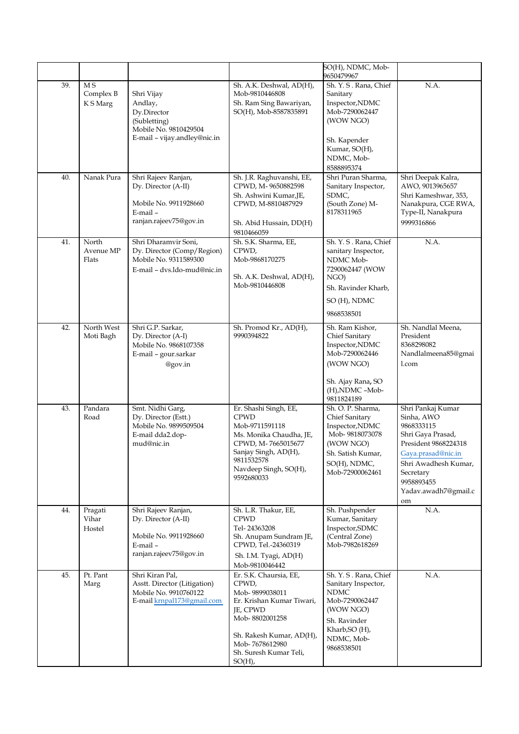| | | | | SO(H), NDMC, Mob-9650479967 | |
|---|---|---|---|---|---|
| 39. | M S Complex B K S Marg | Shri Vijay Andlay, Dy.Director (Subletting) Mobile No. 9810429504 E-mail – vijay.andley@nic.in | Sh. A.K. Deshwal, AD(H), Mob-9810446808 Sh. Ram Sing Bawariyan, SO(H), Mob-8587835891 | Sh. Y. S . Rana, Chief Sanitary Inspector,NDMC Mob-7290062447 (WOW NGO) Sh. Kapender Kumar, SO(H), NDMC, Mob-8588895374 | N.A. |
| 40. | Nanak Pura | Shri Rajeev Ranjan, Dy. Director (A-II) Mobile No. 9911928660 E-mail – ranjan.rajeev75@gov.in | Sh. J.R. Raghuvanshi, EE, CPWD, M- 9650882598 Sh. Ashwini Kumar,JE, CPWD, M-8810487929 Sh. Abid Hussain, DD(H) 9810466059 | Shri Puran Sharma, Sanitary Inspector, SDMC, (South Zone) M-8178311965 | Shri Deepak Kalra, AWO, 9013965657 Shri Kameshwar, 353, Nanakpura, CGE RWA, Type-II, Nanakpura 9999316866 |
| 41. | North Avenue MP Flats | Shri Dharamvir Soni, Dy. Director (Comp/Region) Mobile No. 9311589300 E-mail – dvs.ldo-mud@nic.in | Sh. S.K. Sharma, EE, CPWD, Mob-9868170275 Sh. A.K. Deshwal, AD(H), Mob-9810446808 | Sh. Y. S . Rana, Chief sanitary Inspector, NDMC Mob-7290062447 (WOW NGO) Sh. Ravinder Kharb, SO (H), NDMC 9868538501 | N.A. |
| 42. | North West Moti Bagh | Shri G.P. Sarkar, Dy. Director (A-I) Mobile No. 9868107358 E-mail – gour.sarkar @gov.in | Sh. Promod Kr., AD(H), 9990394822 | Sh. Ram Kishor, Chief Sanitary Inspector,NDMC Mob-7290062446 (WOW NGO) Sh. Ajay Rana**,** SO (H),NDMC –Mob-9811824189 | Sh. Nandlal Meena, President 8368298082 Nandlalmeena85@gmail.com |
| 43. | Pandara Road | Smt. Nidhi Garg, Dy. Director (Estt.) Mobile No. 9899509504 E-mail dda2.dop-mud@nic.in | Er. Shashi Singh, EE, CPWD Mob-9711591118 Ms. Monika Chaudha, JE, CPWD, M- 7665015677 Sanjay Singh, AD(H), 9811532578 Navdeep Singh, SO(H), 9592680033 | Sh. O. P. Sharma, Chief Sanitary Inspector,NDMC Mob- 9818073078 (WOW NGO) Sh. Satish Kumar, SO(H), NDMC, Mob-72900062461 | Shri Pankaj Kumar Sinha, AWO 9868333115 Shri Gaya Prasad, President 9868224318 Gaya.prasad@nic.in Shri Awadhesh Kumar, Secretary 9958893455 Yadav.awadh7@gmail.com |
| 44. | Pragati Vihar Hostel | Shri Rajeev Ranjan, Dy. Director (A-II) Mobile No. 9911928660 E-mail – ranjan.rajeev75@gov.in | Sh. L.R. Thakur, EE, CPWD Tel- 24363208 Sh. Anupam Sundram JE, CPWD, Tel.-24360319 Sh. I.M. Tyagi, AD(H) Mob-9810046442 | Sh. Pushpender Kumar, Sanitary Inspector,SDMC (Central Zone) Mob-7982618269 | N.A. |
| 45. | Pt. Pant Marg | Shri Kiran Pal, Asstt. Director (Litigation) Mobile No. 9910760122 E-mail krnpal173@gmail.com | Er. S.K. Chaursia, EE, CPWD, Mob- 9899038011 Er. Krishan Kumar Tiwari, JE, CPWD Mob- 8802001258 Sh. Rakesh Kumar, AD(H), Mob- 7678612980 Sh. Suresh Kumar Teli, SO(H), | Sh. Y. S . Rana, Chief Sanitary Inspector, NDMC Mob-7290062447 (WOW NGO) Sh. Ravinder Kharb,SO (H), NDMC, Mob-9868538501 | N.A. |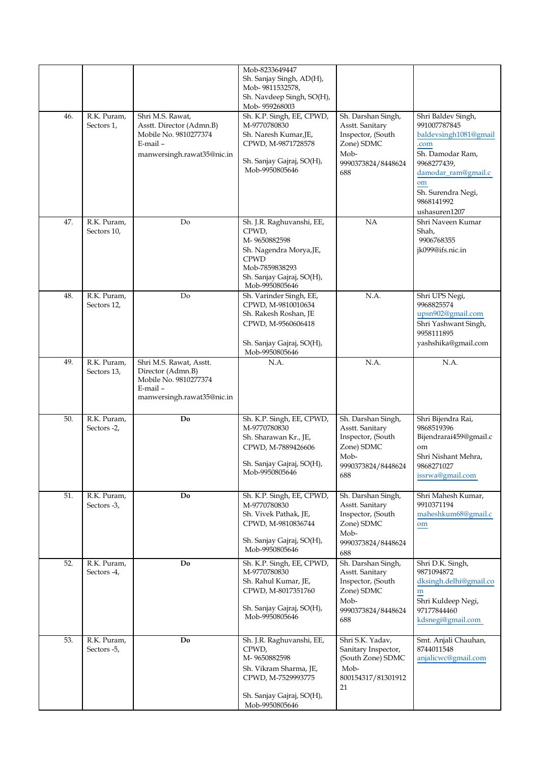|  |  |  | Mob-8233649447<br>Sh. Sanjay Singh, AD(H), Mob- 9811532578,<br>Sh. Navdeep Singh, SO(H), Mob- 959268003 |  |  |
|---|---|---|---|---|---|
| 46. | R.K. Puram, Sectors 1, | Shri M.S. Rawat, Asstt. Director (Admn.B) Mobile No. 9810277374 E-mail – manwersingh.rawat35@nic.in | Sh. K.P. Singh, EE, CPWD, M-9770780830<br>Sh. Naresh Kumar,JE, CPWD, M-9871728578<br><br>Sh. Sanjay Gajraj, SO(H), Mob-9950805646 | Sh. Darshan Singh, Asstt. Sanitary Inspector, (South Zone) SDMC Mob-9990373824/8448624688 | Shri Baldev Singh, 991007787845 baldevsingh1081@gmail.com<br>Sh. Damodar Ram, 9968277439, damodar_ram@gmail.com<br>Sh. Surendra Negi, 9868141992 ushasuren1207 |
| 47. | R.K. Puram, Sectors 10, | Do | Sh. J.R. Raghuvanshi, EE, CPWD, M- 9650882598<br>Sh. Nagendra Morya,JE, CPWD Mob-7859838293<br>Sh. Sanjay Gajraj, SO(H), Mob-9950805646 | NA | Shri Naveen Kumar Shah, 9906768355 jk099@ifs.nic.in |
| 48. | R.K. Puram, Sectors 12, | Do | Sh. Varinder Singh, EE, CPWD, M-9810010634<br>Sh. Rakesh Roshan, JE CPWD, M-9560606418<br><br>Sh. Sanjay Gajraj, SO(H), Mob-9950805646 | N.A. | Shri UPS Negi, 9968825574 upsn902@gmail.com<br>Shri Yashwant Singh, 9958111895 yashshika@gmail.com |
| 49. | R.K. Puram, Sectors 13, | Shri M.S. Rawat, Asstt. Director (Admn.B) Mobile No. 9810277374 E-mail – manwersingh.rawat35@nic.in | N.A. | N.A. | N.A. |
| 50. | R.K. Puram, Sectors -2, | **Do** | Sh. K.P. Singh, EE, CPWD, M-9770780830<br>Sh. Sharawan Kr., JE, CPWD, M-7889426606<br><br>Sh. Sanjay Gajraj, SO(H), Mob-9950805646 | Sh. Darshan Singh, Asstt. Sanitary Inspector, (South Zone) SDMC Mob-9990373824/8448624688 | Shri Bijendra Rai, 9868519396 Bijendrarai459@gmail.com<br>Shri Nishant Mehra, 9868271027 issrwa@gmail.com |
| 51. | R.K. Puram, Sectors -3, | **Do** | Sh. K.P. Singh, EE, CPWD, M-9770780830<br>Sh. Vivek Pathak, JE, CPWD, M-9810836744<br><br>Sh. Sanjay Gajraj, SO(H), Mob-9950805646 | Sh. Darshan Singh, Asstt. Sanitary Inspector, (South Zone) SDMC Mob-9990373824/8448624688 | Shri Mahesh Kumar, 9910371194 maheshkum68@gmail.com |
| 52. | R.K. Puram, Sectors -4, | **Do** | Sh. K.P. Singh, EE, CPWD, M-9770780830<br>Sh. Rahul Kumar, JE, CPWD, M-8017351760<br><br>Sh. Sanjay Gajraj, SO(H), Mob-9950805646 | Sh. Darshan Singh, Asstt. Sanitary Inspector, (South Zone) SDMC Mob-9990373824/8448624688 | Shri D.K. Singh, 9871094872 dksingh.delhi@gmail.com<br>Shri Kuldeep Negi, 97177844460 kdsnegi@gmail.com |
| 53. | R.K. Puram, Sectors -5, | **Do** | Sh. J.R. Raghuvanshi, EE, CPWD, M- 9650882598<br>Sh. Vikram Sharma, JE, CPWD, M-7529993775<br><br>Sh. Sanjay Gajraj, SO(H), Mob-9950805646 | Shri S.K. Yadav, Sanitary Inspector, (South Zone) SDMC Mob-800154317/8130191221 | Smt. Anjali Chauhan, 8744011548 anjalicwc@gmail.com |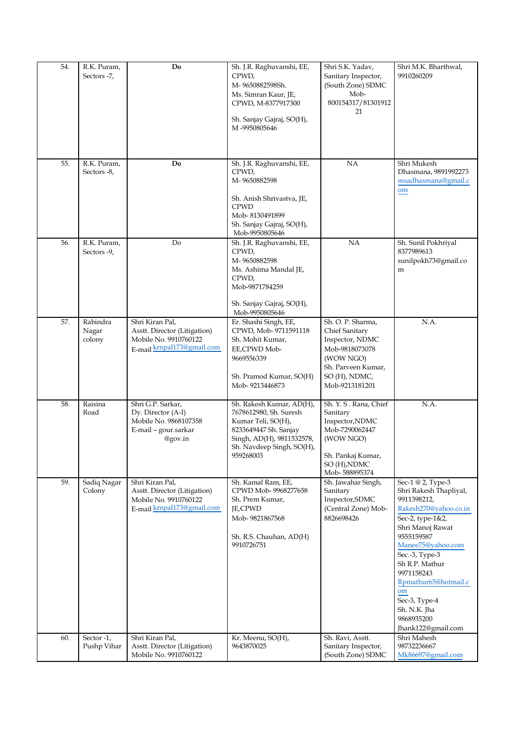| 54. | R.K. Puram, Sectors -7, | **Do** | Sh. J.R. Raghuvanshi, EE, CPWD, M- 9650882598Sh. Ms. Simran Kaur, JE, CPWD, M-8377917300<br><br>Sh. Sanjay Gajraj, SO(H), M -9950805646 | Shri S.K. Yadav, Sanitary Inspector, (South Zone) SDMC Mob- 800154317/8130191221 | Shri M.K. Bharthwal, 9910260209 |
|---|---|---|---|---|---|
| 55. | R.K. Puram, Sectors -8, | **Do** | Sh. J.R. Raghuvanshi, EE, CPWD, M- 9650882598<br><br>Sh. Anish Shrivastva, JE, CPWD Mob- 8130491899 Sh. Sanjay Gajraj, SO(H), Mob-9950805646 | NA | Shri Mukesh Dhasmana, 9891992273 msadhasmana@gmail.com |
| 56. | R.K. Puram, Sectors -9, | Do | Sh. J.R. Raghuvanshi, EE, CPWD, M- 9650882598 Ms. Ashima Mandal JE, CPWD, Mob-9871784259<br><br>Sh. Sanjay Gajraj, SO(H), Mob-9950805646 | NA | Sh. Sunil Pokhriyal 8377989613 sunilpokh73@gmail.com |
| 57. | Rabindra Nagar colony | Shri Kiran Pal, Asstt. Director (Litigation) Mobile No. 9910760122 E-mail krnpal173@gmail.com | Er. Shashi Singh, EE, CPWD, Mob- 9711591118 Sh. Mohit Kumar, EE,CPWD Mob- 9669556339<br><br>Sh. Pramod Kumar, SO(H) Mob- 9213446873 | Sh. O. P. Sharma, Chief Sanitary Inspector, NDMC Mob-9818073078 (WOW NGO) Sh. Parveen Kumar, SO (H), NDMC, Mob-9213181201 | N.A. |
| 58. | Raisina Road | Shri G.P. Sarkar, Dy. Director (A-I) Mobile No. 9868107358 E-mail – gour.sarkar @gov.in | Sh. Rakesh Kumar, AD(H), 7678612980, Sh. Suresh Kumar Teli, SO(H), 8233649447 Sh. Sanjay Singh, AD(H), 9811532578, Sh. Navdeep Singh, SO(H), 959268003 | Sh. Y. S . Rana, Chief Sanitary Inspector,NDMC Mob-7290062447 (WOW NGO)<br><br>Sh. Pankaj Kumar, SO (H),NDMC Mob- 588895374 | N.A. |
| 59. | Sadiq Nagar Colony | Shri Kiran Pal, Asstt. Director (Litigation) Mobile No. 9910760122 E-mail krnpal173@gmail.com | Sh. Kamal Ram, EE, CPWD Mob- 9968277658 Sh. Prem Kumar, JE,CPWD Mob- 9821867568<br><br>Sh. R.S. Chauhan, AD(H) 9910726751 | Sh. Jawahar Singh, Sanitary Inspector,SDMC (Central Zone) Mob- 8826698426 | Sec-1 @ 2, Type-3 Shri Rakesh Thapliyal, 9911398212, Rakesh270@yahoo.co.in Sec-2, type-1&2, Shri Manoj Rawat 9555159587 Manee75@yahoo.com Sec.-3, Type-3 Sh R.P. Mathur 9971158243 Rpmathur65@hotmail.com Sec-3, Type-4 Sh. N.K. Jha 9868935200 Jhank122@gmail.com |
| 60. | Sector -1, Pushp Vihar | Shri Kiran Pal, Asstt. Director (Litigation) Mobile No. 9910760122 | Kr. Meenu, SO(H), 9643870025 | Sh. Ravi, Asstt. Sanitary Inspector, (South Zone) SDMC | Shri Mahesh 98732236667 Mk86697@gmail.com |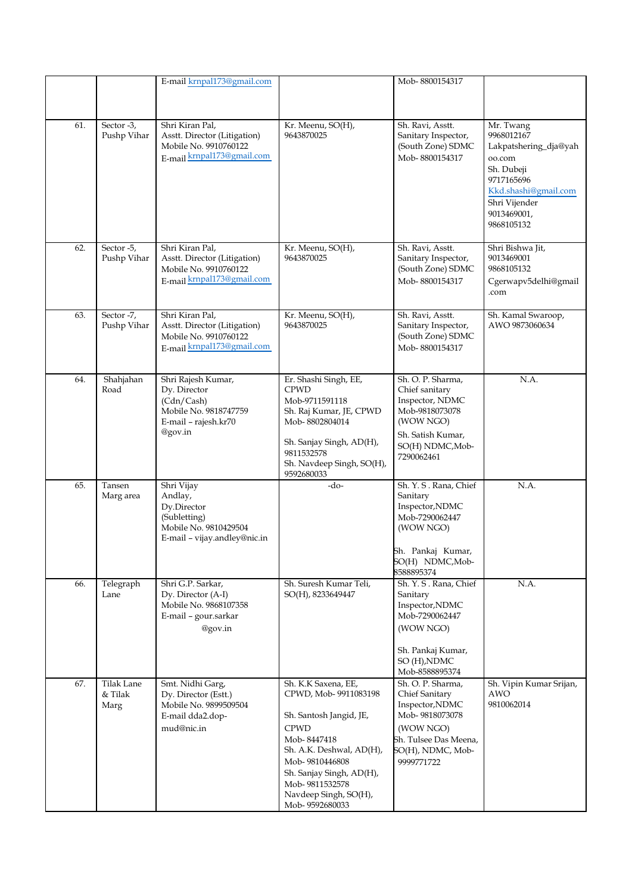| | | | | | |
|---|---|---|---|---|---|
| | | E-mail krnpal173@gmail.com | | Mob- 8800154317 | |
| 61. | Sector -3, Pushp Vihar | Shri Kiran Pal, Asstt. Director (Litigation) Mobile No. 9910760122 E-mail krnpal173@gmail.com | Kr. Meenu, SO(H), 9643870025 | Sh. Ravi, Asstt. Sanitary Inspector, (South Zone) SDMC Mob- 8800154317 | Mr. Twang 9968012167 Lakpatshering_dja@yahoo.com Sh. Dubeji 9717165696 Kkd.shashi@gmail.com Shri Vijender 9013469001, 9868105132 |
| 62. | Sector -5, Pushp Vihar | Shri Kiran Pal, Asstt. Director (Litigation) Mobile No. 9910760122 E-mail krnpal173@gmail.com | Kr. Meenu, SO(H), 9643870025 | Sh. Ravi, Asstt. Sanitary Inspector, (South Zone) SDMC Mob- 8800154317 | Shri Bishwa Jit, 9013469001 9868105132 Cgerwapv5delhi@gmail.com |
| 63. | Sector -7, Pushp Vihar | Shri Kiran Pal, Asstt. Director (Litigation) Mobile No. 9910760122 E-mail krnpal173@gmail.com | Kr. Meenu, SO(H), 9643870025 | Sh. Ravi, Asstt. Sanitary Inspector, (South Zone) SDMC Mob- 8800154317 | Sh. Kamal Swaroop, AWO 9873060634 |
| 64. | Shahjahan Road | Shri Rajesh Kumar, Dy. Director (Cdn/Cash) Mobile No. 9818747759 E-mail – rajesh.kr70 @gov.in | Er. Shashi Singh, EE, CPWD Mob-9711591118 Sh. Raj Kumar, JE, CPWD Mob- 8802804014 Sh. Sanjay Singh, AD(H), 9811532578 Sh. Navdeep Singh, SO(H), 9592680033 | Sh. O. P. Sharma, Chief sanitary Inspector, NDMC Mob-9818073078 (WOW NGO) Sh. Satish Kumar, SO(H) NDMC,Mob-7290062461 | N.A. |
| 65. | Tansen Marg area | Shri Vijay Andlay, Dy.Director (Subletting) Mobile No. 9810429504 E-mail – vijay.andley@nic.in | -do- | Sh. Y. S . Rana, Chief Sanitary Inspector,NDMC Mob-7290062447 (WOW NGO) Sh. Pankaj Kumar, SO(H) NDMC,Mob-8588895374 | N.A. |
| 66. | Telegraph Lane | Shri G.P. Sarkar, Dy. Director (A-I) Mobile No. 9868107358 E-mail – gour.sarkar @gov.in | Sh. Suresh Kumar Teli, SO(H), 8233649447 | Sh. Y. S . Rana, Chief Sanitary Inspector,NDMC Mob-7290062447 (WOW NGO) Sh. Pankaj Kumar, SO (H),NDMC Mob-8588895374 | N.A. |
| 67. | Tilak Lane & Tilak Marg | Smt. Nidhi Garg, Dy. Director (Estt.) Mobile No. 9899509504 E-mail dda2.dop-mud@nic.in | Sh. K.K Saxena, EE, CPWD, Mob- 9911083198 Sh. Santosh Jangid, JE, CPWD Mob- 8447418 Sh. A.K. Deshwal, AD(H), Mob- 9810446808 Sh. Sanjay Singh, AD(H), Mob- 9811532578 Navdeep Singh, SO(H), Mob- 9592680033 | Sh. O. P. Sharma, Chief Sanitary Inspector,NDMC Mob- 9818073078 (WOW NGO) Sh. Tulsee Das Meena, SO(H), NDMC, Mob-9999771722 | Sh. Vipin Kumar Srijan, AWO 9810062014 |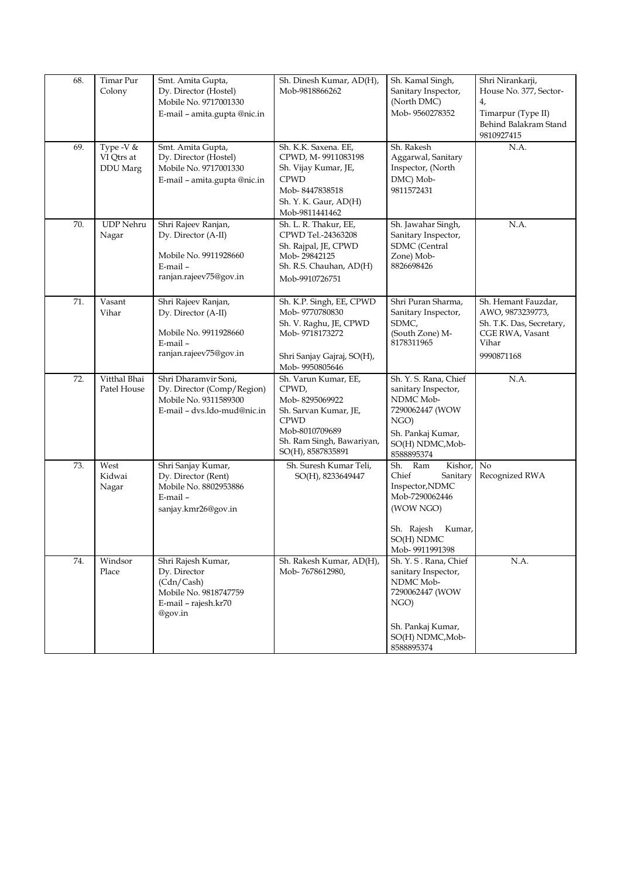| | | | | | |
|---|---|---|---|---|---|
| 68. | Timar Pur Colony | Smt. Amita Gupta, Dy. Director (Hostel) Mobile No. 9717001330 E-mail – amita.gupta @nic.in | Sh. Dinesh Kumar, AD(H), Mob-9818866262 | Sh. Kamal Singh, Sanitary Inspector, (North DMC) Mob- 9560278352 | Shri Nirankarji, House No. 377, Sector-4, Timarpur (Type II) Behind Balakram Stand 9810927415 |
| 69. | Type -V & VI Qtrs at DDU Marg | Smt. Amita Gupta, Dy. Director (Hostel) Mobile No. 9717001330 E-mail – amita.gupta @nic.in | Sh. K.K. Saxena. EE, CPWD, M- 9911083198 Sh. Vijay Kumar, JE, CPWD Mob- 8447838518 Sh. Y. K. Gaur, AD(H) Mob-9811441462 | Sh. Rakesh Aggarwal, Sanitary Inspector, (North DMC) Mob- 9811572431 | N.A. |
| 70. | UDP Nehru Nagar | Shri Rajeev Ranjan, Dy. Director (A-II) Mobile No. 9911928660 E-mail – ranjan.rajeev75@gov.in | Sh. L. R. Thakur, EE, CPWD Tel.-24363208 Sh. Rajpal, JE, CPWD Mob- 29842125 Sh. R.S. Chauhan, AD(H) Mob-9910726751 | Sh. Jawahar Singh, Sanitary Inspector, SDMC (Central Zone) Mob- 8826698426 | N.A. |
| 71. | Vasant Vihar | Shri Rajeev Ranjan, Dy. Director (A-II) Mobile No. 9911928660 E-mail – ranjan.rajeev75@gov.in | Sh. K.P. Singh, EE, CPWD Mob- 9770780830 Sh. V. Raghu, JE, CPWD Mob- 9718173272 Shri Sanjay Gajraj, SO(H), Mob- 9950805646 | Shri Puran Sharma, Sanitary Inspector, SDMC, (South Zone) M- 8178311965 | Sh. Hemant Fauzdar, AWO, 9873239773, Sh. T.K. Das, Secretary, CGE RWA, Vasant Vihar 9990871168 |
| 72. | Vitthal Bhai Patel House | Shri Dharamvir Soni, Dy. Director (Comp/Region) Mobile No. 9311589300 E-mail – dvs.ldo-mud@nic.in | Sh. Varun Kumar, EE, CPWD, Mob- 8295069922 Sh. Sarvan Kumar, JE, CPWD Mob-8010709689 Sh. Ram Singh, Bawariyan, SO(H), 8587835891 | Sh. Y. S. Rana, Chief sanitary Inspector, NDMC Mob- 7290062447 (WOW NGO) Sh. Pankaj Kumar, SO(H) NDMC,Mob- 8588895374 | N.A. |
| 73. | West Kidwai Nagar | Shri Sanjay Kumar, Dy. Director (Rent) Mobile No. 8802953886 E-mail – sanjay.kmr26@gov.in | Sh. Suresh Kumar Teli, SO(H), 8233649447 | Sh. Ram Kishor, Chief Sanitary Inspector,NDMC Mob-7290062446 (WOW NGO) Sh. Rajesh Kumar, SO(H) NDMC Mob- 9911991398 | No Recognized RWA |
| 74. | Windsor Place | Shri Rajesh Kumar, Dy. Director (Cdn/Cash) Mobile No. 9818747759 E-mail – rajesh.kr70 @gov.in | Sh. Rakesh Kumar, AD(H), Mob- 7678612980, | Sh. Y. S . Rana, Chief sanitary Inspector, NDMC Mob- 7290062447 (WOW NGO) Sh. Pankaj Kumar, SO(H) NDMC,Mob- 8588895374 | N.A. |